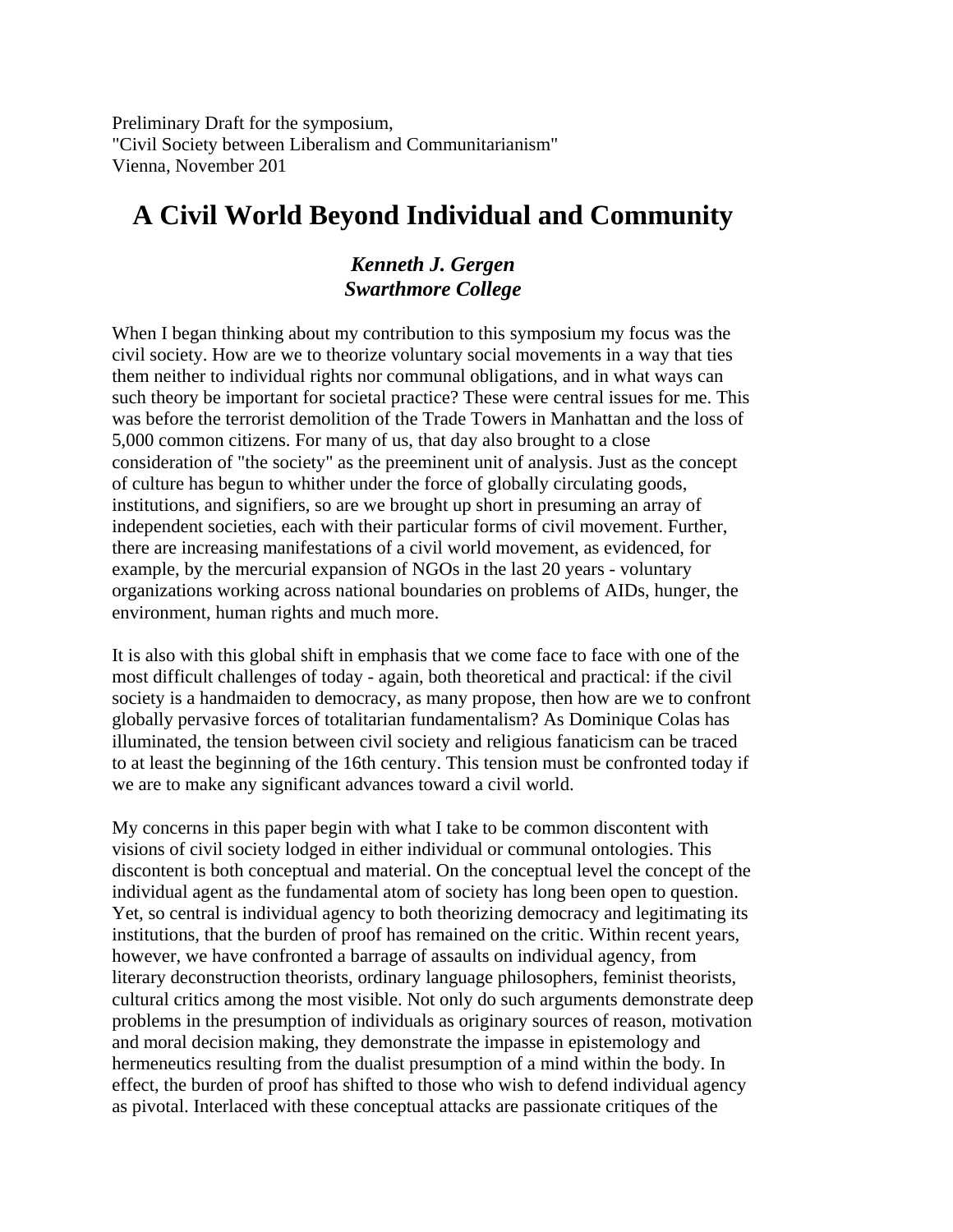Preliminary Draft for the symposium,
"Civil Society between Liberalism and Communitarianism"
Vienna, November 201

# A Civil World Beyond Individual and Community

***Kenneth J. Gergen***
***Swarthmore College***

When I began thinking about my contribution to this symposium my focus was the civil society. How are we to theorize voluntary social movements in a way that ties them neither to individual rights nor communal obligations, and in what ways can such theory be important for societal practice? These were central issues for me. This was before the terrorist demolition of the Trade Towers in Manhattan and the loss of 5,000 common citizens. For many of us, that day also brought to a close consideration of "the society" as the preeminent unit of analysis. Just as the concept of culture has begun to whither under the force of globally circulating goods, institutions, and signifiers, so are we brought up short in presuming an array of independent societies, each with their particular forms of civil movement. Further, there are increasing manifestations of a civil world movement, as evidenced, for example, by the mercurial expansion of NGOs in the last 20 years - voluntary organizations working across national boundaries on problems of AIDs, hunger, the environment, human rights and much more.

It is also with this global shift in emphasis that we come face to face with one of the most difficult challenges of today - again, both theoretical and practical: if the civil society is a handmaiden to democracy, as many propose, then how are we to confront globally pervasive forces of totalitarian fundamentalism? As Dominique Colas has illuminated, the tension between civil society and religious fanaticism can be traced to at least the beginning of the 16th century. This tension must be confronted today if we are to make any significant advances toward a civil world.

My concerns in this paper begin with what I take to be common discontent with visions of civil society lodged in either individual or communal ontologies. This discontent is both conceptual and material. On the conceptual level the concept of the individual agent as the fundamental atom of society has long been open to question. Yet, so central is individual agency to both theorizing democracy and legitimating its institutions, that the burden of proof has remained on the critic. Within recent years, however, we have confronted a barrage of assaults on individual agency, from literary deconstruction theorists, ordinary language philosophers, feminist theorists, cultural critics among the most visible. Not only do such arguments demonstrate deep problems in the presumption of individuals as originary sources of reason, motivation and moral decision making, they demonstrate the impasse in epistemology and hermeneutics resulting from the dualist presumption of a mind within the body. In effect, the burden of proof has shifted to those who wish to defend individual agency as pivotal. Interlaced with these conceptual attacks are passionate critiques of the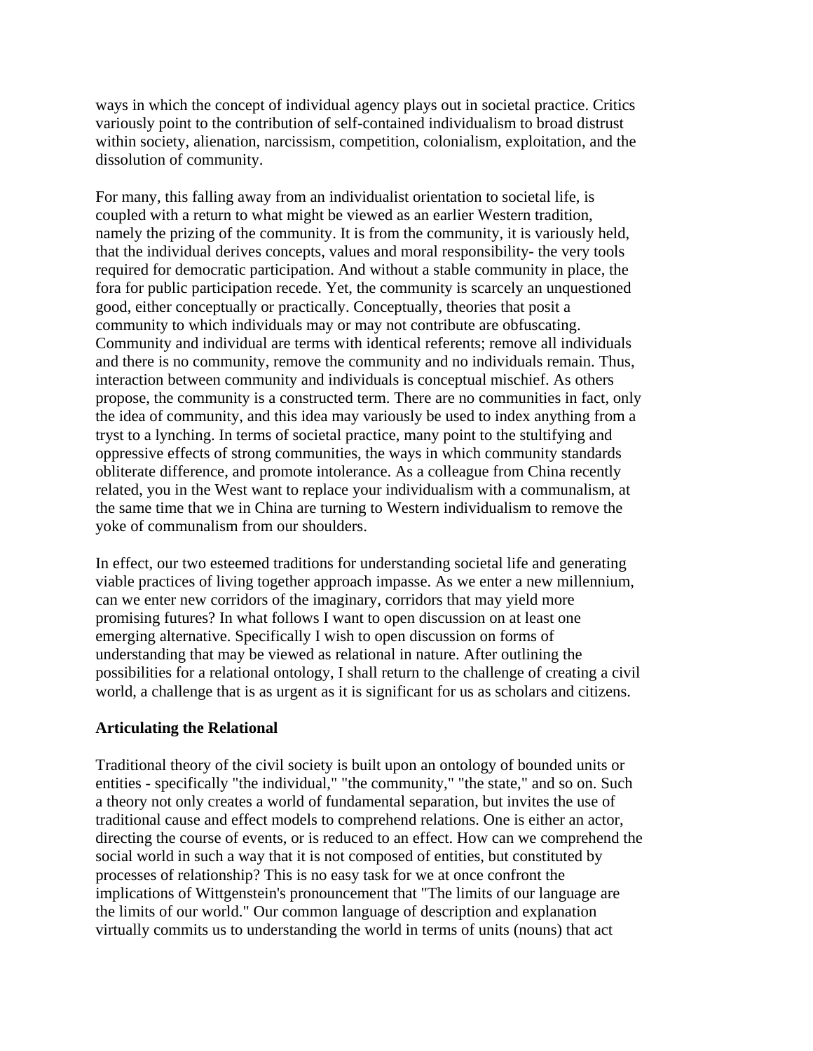ways in which the concept of individual agency plays out in societal practice. Critics variously point to the contribution of self-contained individualism to broad distrust within society, alienation, narcissism, competition, colonialism, exploitation, and the dissolution of community.

For many, this falling away from an individualist orientation to societal life, is coupled with a return to what might be viewed as an earlier Western tradition, namely the prizing of the community. It is from the community, it is variously held, that the individual derives concepts, values and moral responsibility- the very tools required for democratic participation. And without a stable community in place, the fora for public participation recede. Yet, the community is scarcely an unquestioned good, either conceptually or practically. Conceptually, theories that posit a community to which individuals may or may not contribute are obfuscating. Community and individual are terms with identical referents; remove all individuals and there is no community, remove the community and no individuals remain. Thus, interaction between community and individuals is conceptual mischief. As others propose, the community is a constructed term. There are no communities in fact, only the idea of community, and this idea may variously be used to index anything from a tryst to a lynching. In terms of societal practice, many point to the stultifying and oppressive effects of strong communities, the ways in which community standards obliterate difference, and promote intolerance. As a colleague from China recently related, you in the West want to replace your individualism with a communalism, at the same time that we in China are turning to Western individualism to remove the yoke of communalism from our shoulders.

In effect, our two esteemed traditions for understanding societal life and generating viable practices of living together approach impasse. As we enter a new millennium, can we enter new corridors of the imaginary, corridors that may yield more promising futures? In what follows I want to open discussion on at least one emerging alternative. Specifically I wish to open discussion on forms of understanding that may be viewed as relational in nature. After outlining the possibilities for a relational ontology, I shall return to the challenge of creating a civil world, a challenge that is as urgent as it is significant for us as scholars and citizens.

**Articulating the Relational**

Traditional theory of the civil society is built upon an ontology of bounded units or entities - specifically "the individual," "the community," "the state," and so on. Such a theory not only creates a world of fundamental separation, but invites the use of traditional cause and effect models to comprehend relations. One is either an actor, directing the course of events, or is reduced to an effect. How can we comprehend the social world in such a way that it is not composed of entities, but constituted by processes of relationship? This is no easy task for we at once confront the implications of Wittgenstein's pronouncement that "The limits of our language are the limits of our world." Our common language of description and explanation virtually commits us to understanding the world in terms of units (nouns) that act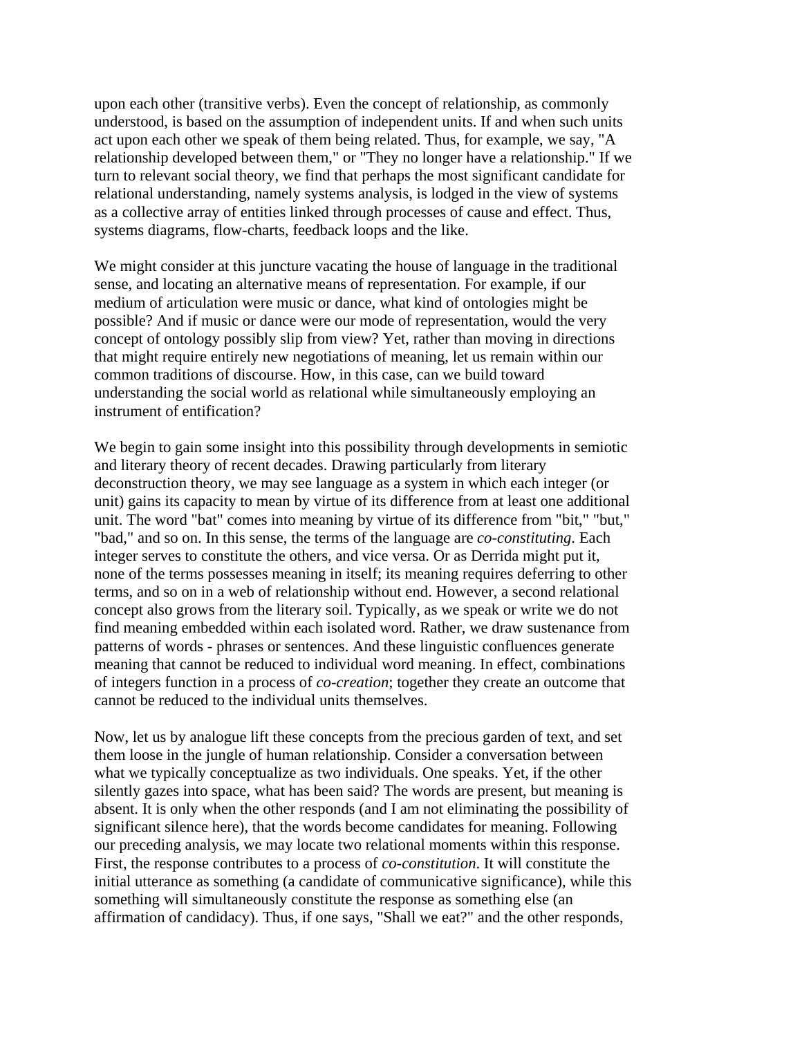upon each other (transitive verbs). Even the concept of relationship, as commonly understood, is based on the assumption of independent units. If and when such units act upon each other we speak of them being related. Thus, for example, we say, "A relationship developed between them," or "They no longer have a relationship." If we turn to relevant social theory, we find that perhaps the most significant candidate for relational understanding, namely systems analysis, is lodged in the view of systems as a collective array of entities linked through processes of cause and effect. Thus, systems diagrams, flow-charts, feedback loops and the like.

We might consider at this juncture vacating the house of language in the traditional sense, and locating an alternative means of representation. For example, if our medium of articulation were music or dance, what kind of ontologies might be possible? And if music or dance were our mode of representation, would the very concept of ontology possibly slip from view? Yet, rather than moving in directions that might require entirely new negotiations of meaning, let us remain within our common traditions of discourse. How, in this case, can we build toward understanding the social world as relational while simultaneously employing an instrument of entification?

We begin to gain some insight into this possibility through developments in semiotic and literary theory of recent decades. Drawing particularly from literary deconstruction theory, we may see language as a system in which each integer (or unit) gains its capacity to mean by virtue of its difference from at least one additional unit. The word "bat" comes into meaning by virtue of its difference from "bit," "but," "bad," and so on. In this sense, the terms of the language are *co-constituting*. Each integer serves to constitute the others, and vice versa. Or as Derrida might put it, none of the terms possesses meaning in itself; its meaning requires deferring to other terms, and so on in a web of relationship without end. However, a second relational concept also grows from the literary soil. Typically, as we speak or write we do not find meaning embedded within each isolated word. Rather, we draw sustenance from patterns of words - phrases or sentences. And these linguistic confluences generate meaning that cannot be reduced to individual word meaning. In effect, combinations of integers function in a process of *co-creation*; together they create an outcome that cannot be reduced to the individual units themselves.

Now, let us by analogue lift these concepts from the precious garden of text, and set them loose in the jungle of human relationship. Consider a conversation between what we typically conceptualize as two individuals. One speaks. Yet, if the other silently gazes into space, what has been said? The words are present, but meaning is absent. It is only when the other responds (and I am not eliminating the possibility of significant silence here), that the words become candidates for meaning. Following our preceding analysis, we may locate two relational moments within this response. First, the response contributes to a process of *co-constitution*. It will constitute the initial utterance as something (a candidate of communicative significance), while this something will simultaneously constitute the response as something else (an affirmation of candidacy). Thus, if one says, "Shall we eat?" and the other responds,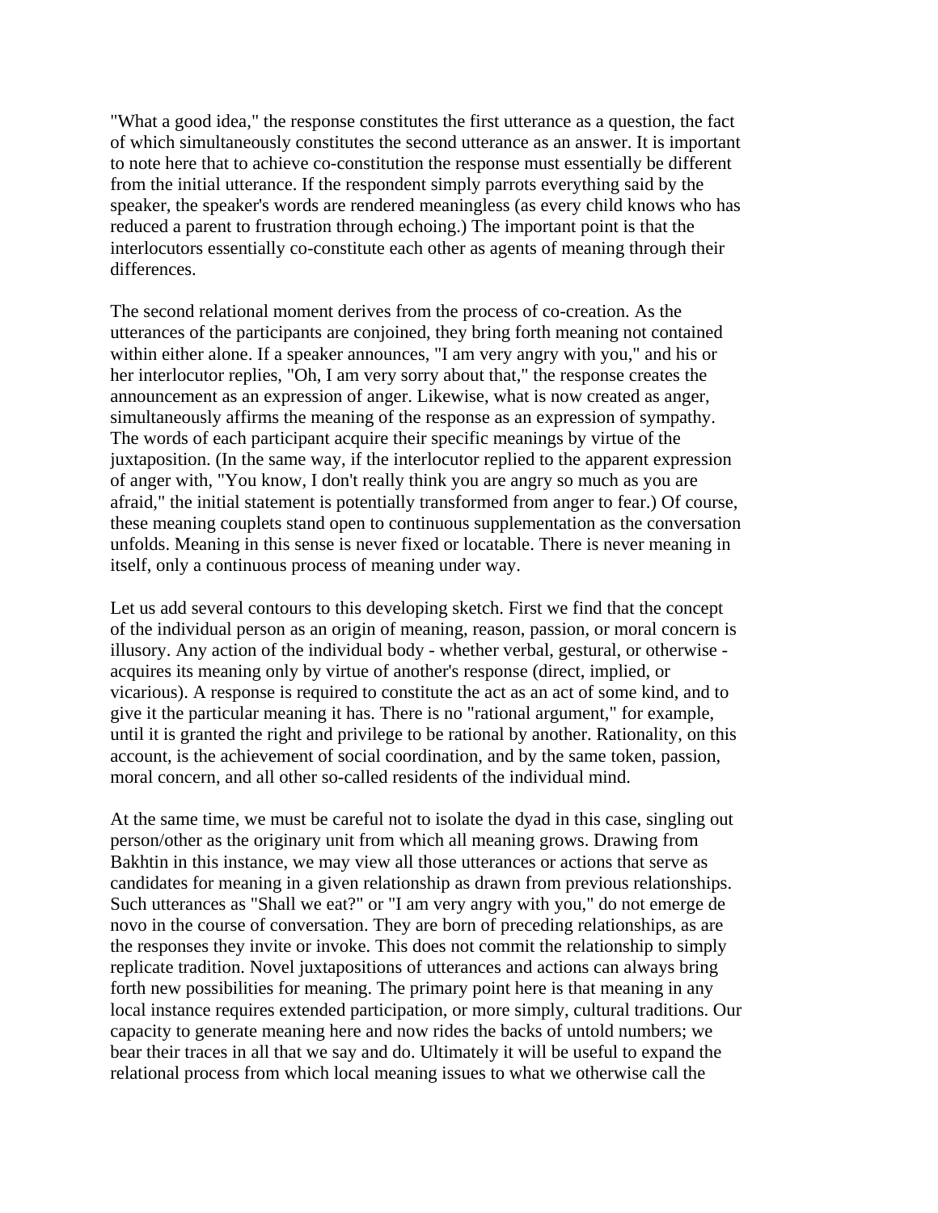"What a good idea," the response constitutes the first utterance as a question, the fact of which simultaneously constitutes the second utterance as an answer. It is important to note here that to achieve co-constitution the response must essentially be different from the initial utterance. If the respondent simply parrots everything said by the speaker, the speaker's words are rendered meaningless (as every child knows who has reduced a parent to frustration through echoing.) The important point is that the interlocutors essentially co-constitute each other as agents of meaning through their differences.

The second relational moment derives from the process of co-creation. As the utterances of the participants are conjoined, they bring forth meaning not contained within either alone. If a speaker announces, "I am very angry with you," and his or her interlocutor replies, "Oh, I am very sorry about that," the response creates the announcement as an expression of anger. Likewise, what is now created as anger, simultaneously affirms the meaning of the response as an expression of sympathy. The words of each participant acquire their specific meanings by virtue of the juxtaposition. (In the same way, if the interlocutor replied to the apparent expression of anger with, "You know, I don't really think you are angry so much as you are afraid," the initial statement is potentially transformed from anger to fear.) Of course, these meaning couplets stand open to continuous supplementation as the conversation unfolds. Meaning in this sense is never fixed or locatable. There is never meaning in itself, only a continuous process of meaning under way.

Let us add several contours to this developing sketch. First we find that the concept of the individual person as an origin of meaning, reason, passion, or moral concern is illusory. Any action of the individual body - whether verbal, gestural, or otherwise - acquires its meaning only by virtue of another's response (direct, implied, or vicarious). A response is required to constitute the act as an act of some kind, and to give it the particular meaning it has. There is no "rational argument," for example, until it is granted the right and privilege to be rational by another. Rationality, on this account, is the achievement of social coordination, and by the same token, passion, moral concern, and all other so-called residents of the individual mind.

At the same time, we must be careful not to isolate the dyad in this case, singling out person/other as the originary unit from which all meaning grows. Drawing from Bakhtin in this instance, we may view all those utterances or actions that serve as candidates for meaning in a given relationship as drawn from previous relationships. Such utterances as "Shall we eat?" or "I am very angry with you," do not emerge de novo in the course of conversation. They are born of preceding relationships, as are the responses they invite or invoke. This does not commit the relationship to simply replicate tradition. Novel juxtapositions of utterances and actions can always bring forth new possibilities for meaning. The primary point here is that meaning in any local instance requires extended participation, or more simply, cultural traditions. Our capacity to generate meaning here and now rides the backs of untold numbers; we bear their traces in all that we say and do. Ultimately it will be useful to expand the relational process from which local meaning issues to what we otherwise call the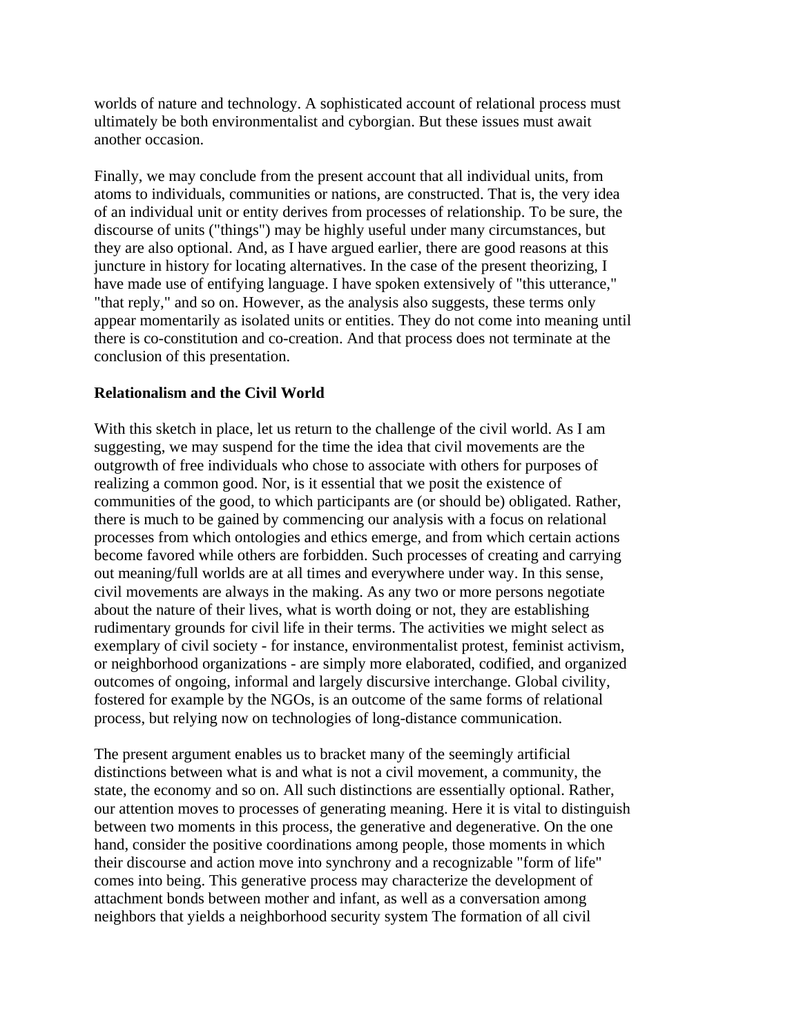worlds of nature and technology. A sophisticated account of relational process must ultimately be both environmentalist and cyborgian. But these issues must await another occasion.

Finally, we may conclude from the present account that all individual units, from atoms to individuals, communities or nations, are constructed. That is, the very idea of an individual unit or entity derives from processes of relationship. To be sure, the discourse of units ("things") may be highly useful under many circumstances, but they are also optional. And, as I have argued earlier, there are good reasons at this juncture in history for locating alternatives. In the case of the present theorizing, I have made use of entifying language. I have spoken extensively of "this utterance," "that reply," and so on. However, as the analysis also suggests, these terms only appear momentarily as isolated units or entities. They do not come into meaning until there is co-constitution and co-creation. And that process does not terminate at the conclusion of this presentation.

**Relationalism and the Civil World**

With this sketch in place, let us return to the challenge of the civil world. As I am suggesting, we may suspend for the time the idea that civil movements are the outgrowth of free individuals who chose to associate with others for purposes of realizing a common good. Nor, is it essential that we posit the existence of communities of the good, to which participants are (or should be) obligated. Rather, there is much to be gained by commencing our analysis with a focus on relational processes from which ontologies and ethics emerge, and from which certain actions become favored while others are forbidden. Such processes of creating and carrying out meaning/full worlds are at all times and everywhere under way. In this sense, civil movements are always in the making. As any two or more persons negotiate about the nature of their lives, what is worth doing or not, they are establishing rudimentary grounds for civil life in their terms. The activities we might select as exemplary of civil society - for instance, environmentalist protest, feminist activism, or neighborhood organizations - are simply more elaborated, codified, and organized outcomes of ongoing, informal and largely discursive interchange. Global civility, fostered for example by the NGOs, is an outcome of the same forms of relational process, but relying now on technologies of long-distance communication.

The present argument enables us to bracket many of the seemingly artificial distinctions between what is and what is not a civil movement, a community, the state, the economy and so on. All such distinctions are essentially optional. Rather, our attention moves to processes of generating meaning. Here it is vital to distinguish between two moments in this process, the generative and degenerative. On the one hand, consider the positive coordinations among people, those moments in which their discourse and action move into synchrony and a recognizable "form of life" comes into being. This generative process may characterize the development of attachment bonds between mother and infant, as well as a conversation among neighbors that yields a neighborhood security system The formation of all civil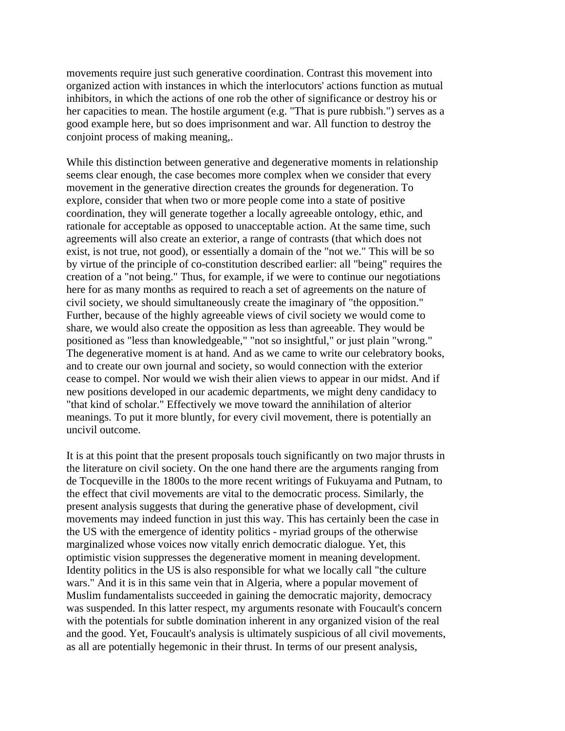movements require just such generative coordination. Contrast this movement into organized action with instances in which the interlocutors' actions function as mutual inhibitors, in which the actions of one rob the other of significance or destroy his or her capacities to mean. The hostile argument (e.g. "That is pure rubbish.") serves as a good example here, but so does imprisonment and war. All function to destroy the conjoint process of making meaning,.

While this distinction between generative and degenerative moments in relationship seems clear enough, the case becomes more complex when we consider that every movement in the generative direction creates the grounds for degeneration. To explore, consider that when two or more people come into a state of positive coordination, they will generate together a locally agreeable ontology, ethic, and rationale for acceptable as opposed to unacceptable action. At the same time, such agreements will also create an exterior, a range of contrasts (that which does not exist, is not true, not good), or essentially a domain of the "not we." This will be so by virtue of the principle of co-constitution described earlier: all "being" requires the creation of a "not being." Thus, for example, if we were to continue our negotiations here for as many months as required to reach a set of agreements on the nature of civil society, we should simultaneously create the imaginary of "the opposition." Further, because of the highly agreeable views of civil society we would come to share, we would also create the opposition as less than agreeable. They would be positioned as "less than knowledgeable," "not so insightful," or just plain "wrong." The degenerative moment is at hand. And as we came to write our celebratory books, and to create our own journal and society, so would connection with the exterior cease to compel. Nor would we wish their alien views to appear in our midst. And if new positions developed in our academic departments, we might deny candidacy to "that kind of scholar." Effectively we move toward the annihilation of alterior meanings. To put it more bluntly, for every civil movement, there is potentially an uncivil outcome.

It is at this point that the present proposals touch significantly on two major thrusts in the literature on civil society. On the one hand there are the arguments ranging from de Tocqueville in the 1800s to the more recent writings of Fukuyama and Putnam, to the effect that civil movements are vital to the democratic process. Similarly, the present analysis suggests that during the generative phase of development, civil movements may indeed function in just this way. This has certainly been the case in the US with the emergence of identity politics - myriad groups of the otherwise marginalized whose voices now vitally enrich democratic dialogue. Yet, this optimistic vision suppresses the degenerative moment in meaning development. Identity politics in the US is also responsible for what we locally call "the culture wars." And it is in this same vein that in Algeria, where a popular movement of Muslim fundamentalists succeeded in gaining the democratic majority, democracy was suspended. In this latter respect, my arguments resonate with Foucault's concern with the potentials for subtle domination inherent in any organized vision of the real and the good. Yet, Foucault's analysis is ultimately suspicious of all civil movements, as all are potentially hegemonic in their thrust. In terms of our present analysis,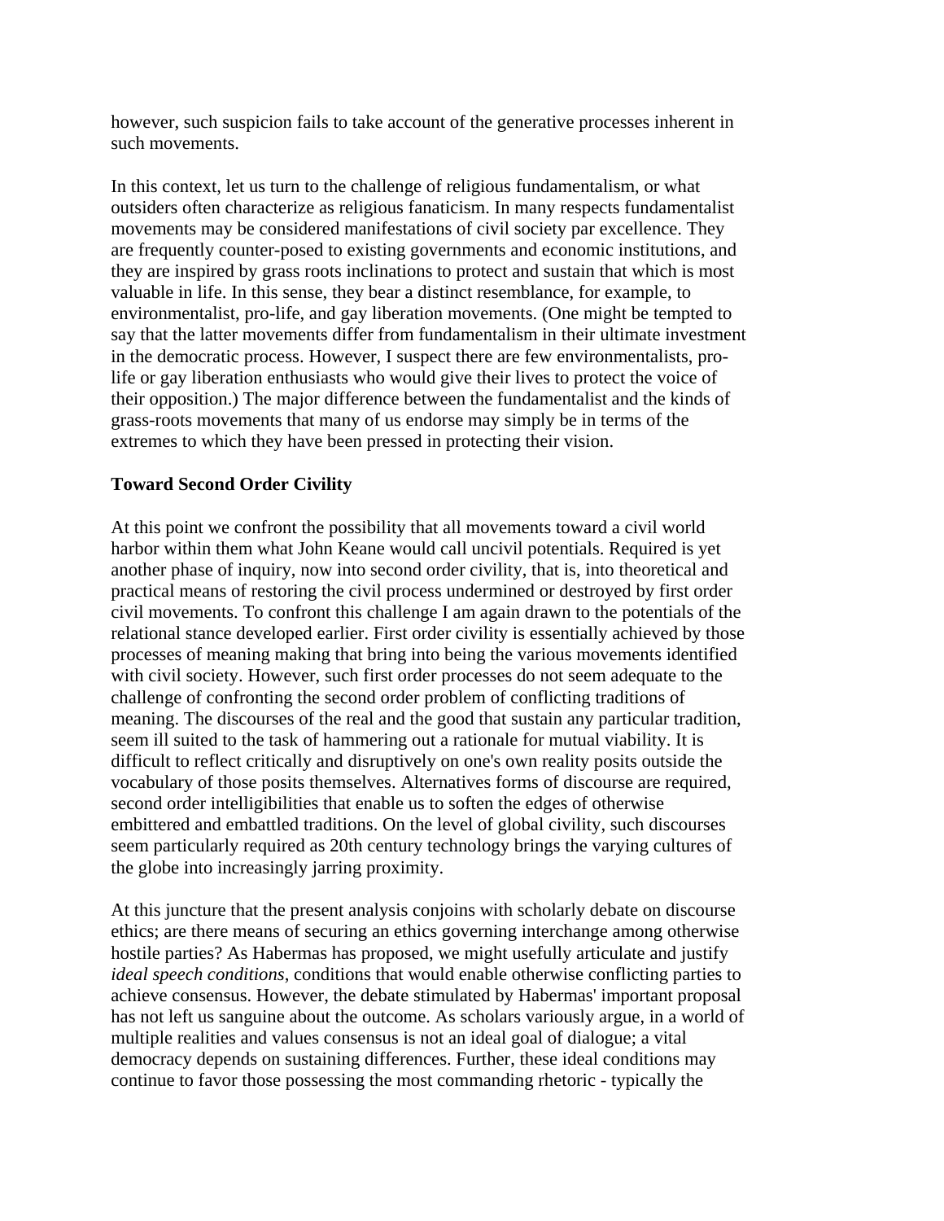however, such suspicion fails to take account of the generative processes inherent in such movements.

In this context, let us turn to the challenge of religious fundamentalism, or what outsiders often characterize as religious fanaticism. In many respects fundamentalist movements may be considered manifestations of civil society par excellence. They are frequently counter-posed to existing governments and economic institutions, and they are inspired by grass roots inclinations to protect and sustain that which is most valuable in life. In this sense, they bear a distinct resemblance, for example, to environmentalist, pro-life, and gay liberation movements. (One might be tempted to say that the latter movements differ from fundamentalism in their ultimate investment in the democratic process. However, I suspect there are few environmentalists, pro-life or gay liberation enthusiasts who would give their lives to protect the voice of their opposition.) The major difference between the fundamentalist and the kinds of grass-roots movements that many of us endorse may simply be in terms of the extremes to which they have been pressed in protecting their vision.

**Toward Second Order Civility**

At this point we confront the possibility that all movements toward a civil world harbor within them what John Keane would call uncivil potentials. Required is yet another phase of inquiry, now into second order civility, that is, into theoretical and practical means of restoring the civil process undermined or destroyed by first order civil movements. To confront this challenge I am again drawn to the potentials of the relational stance developed earlier. First order civility is essentially achieved by those processes of meaning making that bring into being the various movements identified with civil society. However, such first order processes do not seem adequate to the challenge of confronting the second order problem of conflicting traditions of meaning. The discourses of the real and the good that sustain any particular tradition, seem ill suited to the task of hammering out a rationale for mutual viability. It is difficult to reflect critically and disruptively on one's own reality posits outside the vocabulary of those posits themselves. Alternatives forms of discourse are required, second order intelligibilities that enable us to soften the edges of otherwise embittered and embattled traditions. On the level of global civility, such discourses seem particularly required as 20th century technology brings the varying cultures of the globe into increasingly jarring proximity.

At this juncture that the present analysis conjoins with scholarly debate on discourse ethics; are there means of securing an ethics governing interchange among otherwise hostile parties? As Habermas has proposed, we might usefully articulate and justify *ideal speech conditions*, conditions that would enable otherwise conflicting parties to achieve consensus. However, the debate stimulated by Habermas' important proposal has not left us sanguine about the outcome. As scholars variously argue, in a world of multiple realities and values consensus is not an ideal goal of dialogue; a vital democracy depends on sustaining differences. Further, these ideal conditions may continue to favor those possessing the most commanding rhetoric - typically the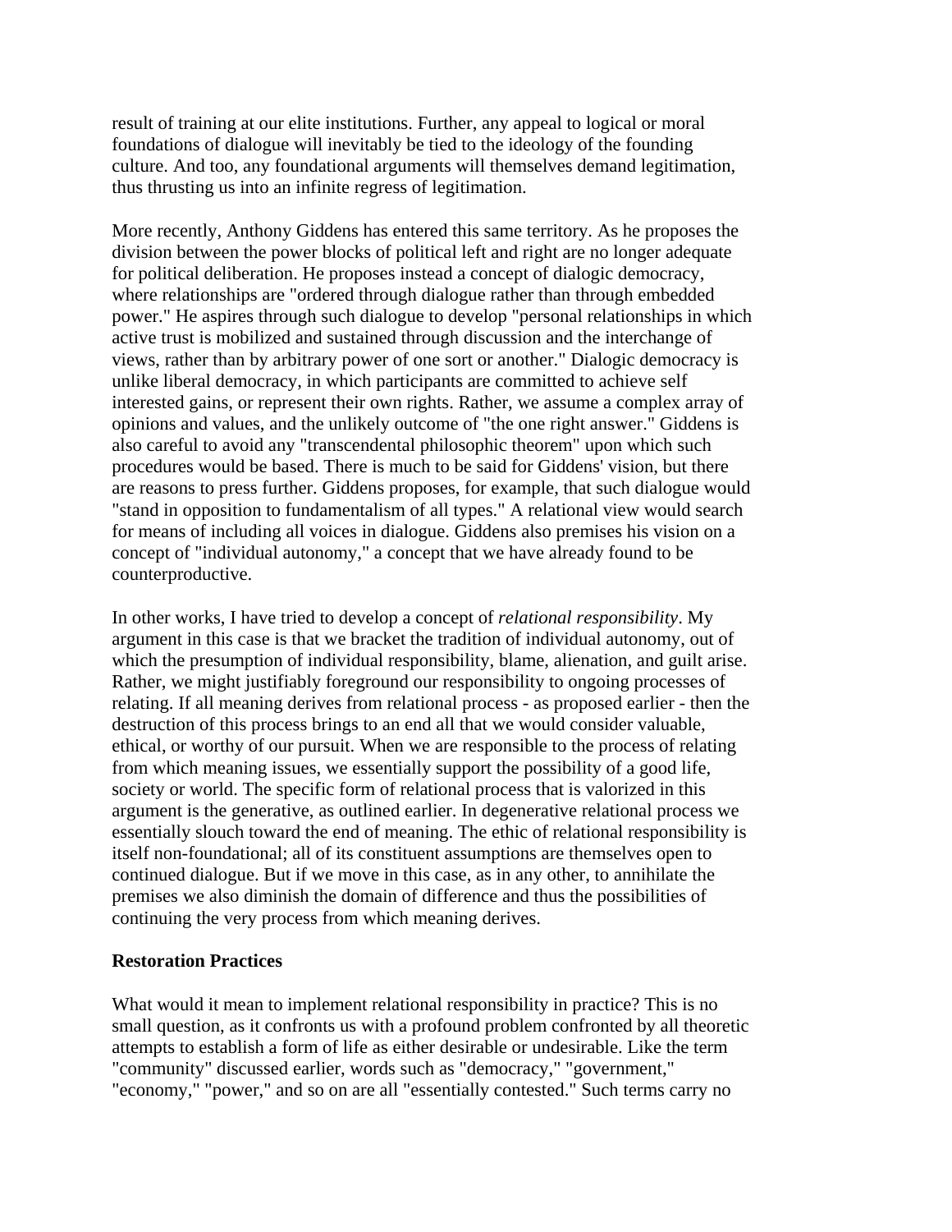result of training at our elite institutions. Further, any appeal to logical or moral foundations of dialogue will inevitably be tied to the ideology of the founding culture. And too, any foundational arguments will themselves demand legitimation, thus thrusting us into an infinite regress of legitimation.

More recently, Anthony Giddens has entered this same territory. As he proposes the division between the power blocks of political left and right are no longer adequate for political deliberation. He proposes instead a concept of dialogic democracy, where relationships are "ordered through dialogue rather than through embedded power." He aspires through such dialogue to develop "personal relationships in which active trust is mobilized and sustained through discussion and the interchange of views, rather than by arbitrary power of one sort or another." Dialogic democracy is unlike liberal democracy, in which participants are committed to achieve self interested gains, or represent their own rights. Rather, we assume a complex array of opinions and values, and the unlikely outcome of "the one right answer." Giddens is also careful to avoid any "transcendental philosophic theorem" upon which such procedures would be based. There is much to be said for Giddens' vision, but there are reasons to press further. Giddens proposes, for example, that such dialogue would "stand in opposition to fundamentalism of all types." A relational view would search for means of including all voices in dialogue. Giddens also premises his vision on a concept of "individual autonomy," a concept that we have already found to be counterproductive.

In other works, I have tried to develop a concept of *relational responsibility*. My argument in this case is that we bracket the tradition of individual autonomy, out of which the presumption of individual responsibility, blame, alienation, and guilt arise. Rather, we might justifiably foreground our responsibility to ongoing processes of relating. If all meaning derives from relational process - as proposed earlier - then the destruction of this process brings to an end all that we would consider valuable, ethical, or worthy of our pursuit. When we are responsible to the process of relating from which meaning issues, we essentially support the possibility of a good life, society or world. The specific form of relational process that is valorized in this argument is the generative, as outlined earlier. In degenerative relational process we essentially slouch toward the end of meaning. The ethic of relational responsibility is itself non-foundational; all of its constituent assumptions are themselves open to continued dialogue. But if we move in this case, as in any other, to annihilate the premises we also diminish the domain of difference and thus the possibilities of continuing the very process from which meaning derives.

**Restoration Practices**

What would it mean to implement relational responsibility in practice? This is no small question, as it confronts us with a profound problem confronted by all theoretic attempts to establish a form of life as either desirable or undesirable. Like the term "community" discussed earlier, words such as "democracy," "government," "economy," "power," and so on are all "essentially contested." Such terms carry no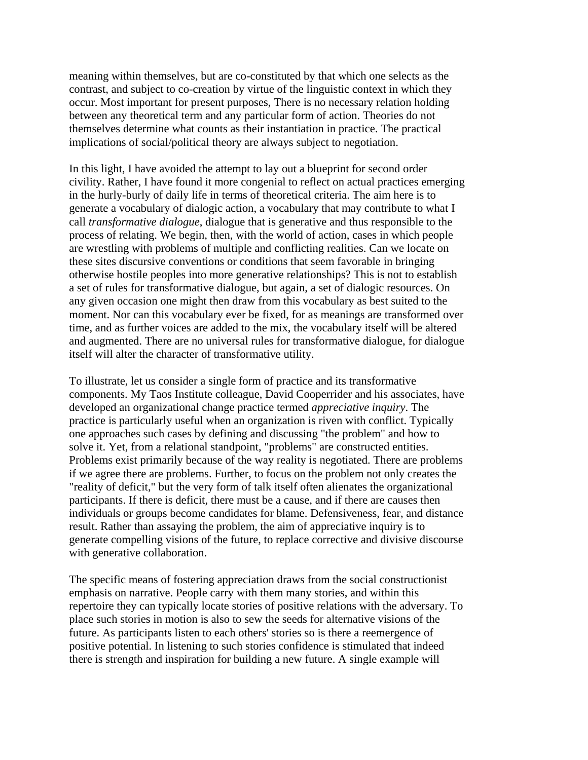meaning within themselves, but are co-constituted by that which one selects as the contrast, and subject to co-creation by virtue of the linguistic context in which they occur. Most important for present purposes, There is no necessary relation holding between any theoretical term and any particular form of action. Theories do not themselves determine what counts as their instantiation in practice. The practical implications of social/political theory are always subject to negotiation.

In this light, I have avoided the attempt to lay out a blueprint for second order civility. Rather, I have found it more congenial to reflect on actual practices emerging in the hurly-burly of daily life in terms of theoretical criteria. The aim here is to generate a vocabulary of dialogic action, a vocabulary that may contribute to what I call *transformative dialogue*, dialogue that is generative and thus responsible to the process of relating. We begin, then, with the world of action, cases in which people are wrestling with problems of multiple and conflicting realities. Can we locate on these sites discursive conventions or conditions that seem favorable in bringing otherwise hostile peoples into more generative relationships? This is not to establish a set of rules for transformative dialogue, but again, a set of dialogic resources. On any given occasion one might then draw from this vocabulary as best suited to the moment. Nor can this vocabulary ever be fixed, for as meanings are transformed over time, and as further voices are added to the mix, the vocabulary itself will be altered and augmented. There are no universal rules for transformative dialogue, for dialogue itself will alter the character of transformative utility.

To illustrate, let us consider a single form of practice and its transformative components. My Taos Institute colleague, David Cooperrider and his associates, have developed an organizational change practice termed *appreciative inquiry*. The practice is particularly useful when an organization is riven with conflict. Typically one approaches such cases by defining and discussing "the problem" and how to solve it. Yet, from a relational standpoint, "problems" are constructed entities. Problems exist primarily because of the way reality is negotiated. There are problems if we agree there are problems. Further, to focus on the problem not only creates the "reality of deficit," but the very form of talk itself often alienates the organizational participants. If there is deficit, there must be a cause, and if there are causes then individuals or groups become candidates for blame. Defensiveness, fear, and distance result. Rather than assaying the problem, the aim of appreciative inquiry is to generate compelling visions of the future, to replace corrective and divisive discourse with generative collaboration.

The specific means of fostering appreciation draws from the social constructionist emphasis on narrative. People carry with them many stories, and within this repertoire they can typically locate stories of positive relations with the adversary. To place such stories in motion is also to sew the seeds for alternative visions of the future. As participants listen to each others' stories so is there a reemergence of positive potential. In listening to such stories confidence is stimulated that indeed there is strength and inspiration for building a new future. A single example will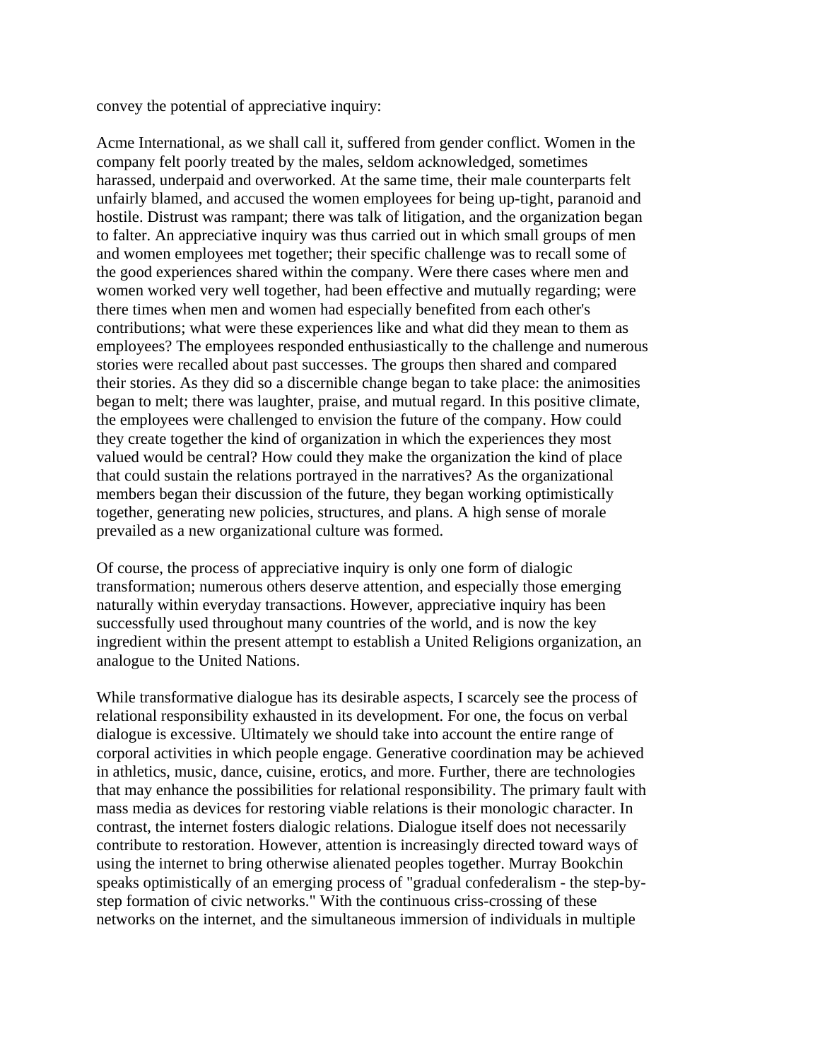convey the potential of appreciative inquiry:

Acme International, as we shall call it, suffered from gender conflict. Women in the company felt poorly treated by the males, seldom acknowledged, sometimes harassed, underpaid and overworked. At the same time, their male counterparts felt unfairly blamed, and accused the women employees for being up-tight, paranoid and hostile. Distrust was rampant; there was talk of litigation, and the organization began to falter. An appreciative inquiry was thus carried out in which small groups of men and women employees met together; their specific challenge was to recall some of the good experiences shared within the company. Were there cases where men and women worked very well together, had been effective and mutually regarding; were there times when men and women had especially benefited from each other's contributions; what were these experiences like and what did they mean to them as employees? The employees responded enthusiastically to the challenge and numerous stories were recalled about past successes. The groups then shared and compared their stories. As they did so a discernible change began to take place: the animosities began to melt; there was laughter, praise, and mutual regard. In this positive climate, the employees were challenged to envision the future of the company. How could they create together the kind of organization in which the experiences they most valued would be central? How could they make the organization the kind of place that could sustain the relations portrayed in the narratives? As the organizational members began their discussion of the future, they began working optimistically together, generating new policies, structures, and plans. A high sense of morale prevailed as a new organizational culture was formed.

Of course, the process of appreciative inquiry is only one form of dialogic transformation; numerous others deserve attention, and especially those emerging naturally within everyday transactions. However, appreciative inquiry has been successfully used throughout many countries of the world, and is now the key ingredient within the present attempt to establish a United Religions organization, an analogue to the United Nations.

While transformative dialogue has its desirable aspects, I scarcely see the process of relational responsibility exhausted in its development. For one, the focus on verbal dialogue is excessive. Ultimately we should take into account the entire range of corporal activities in which people engage. Generative coordination may be achieved in athletics, music, dance, cuisine, erotics, and more. Further, there are technologies that may enhance the possibilities for relational responsibility. The primary fault with mass media as devices for restoring viable relations is their monologic character. In contrast, the internet fosters dialogic relations. Dialogue itself does not necessarily contribute to restoration. However, attention is increasingly directed toward ways of using the internet to bring otherwise alienated peoples together. Murray Bookchin speaks optimistically of an emerging process of "gradual confederalism - the step-by-step formation of civic networks." With the continuous criss-crossing of these networks on the internet, and the simultaneous immersion of individuals in multiple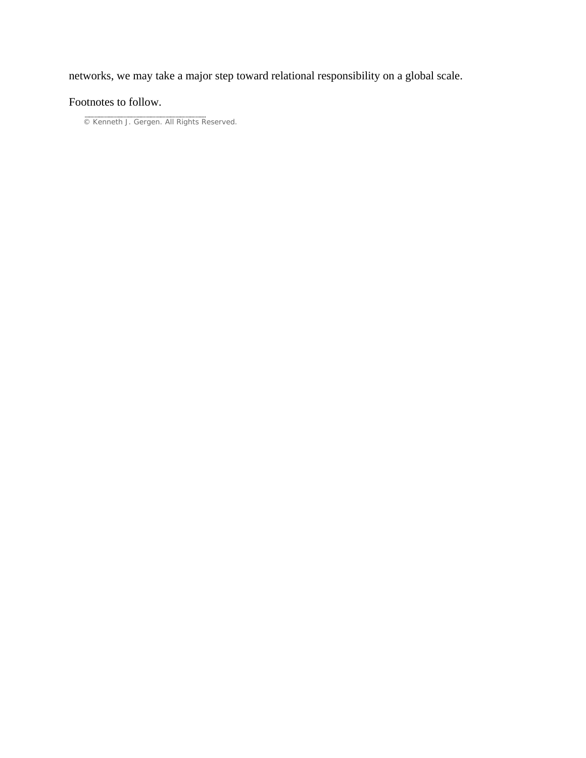networks, we may take a major step toward relational responsibility on a global scale.

Footnotes to follow.

© Kenneth J. Gergen. All Rights Reserved.